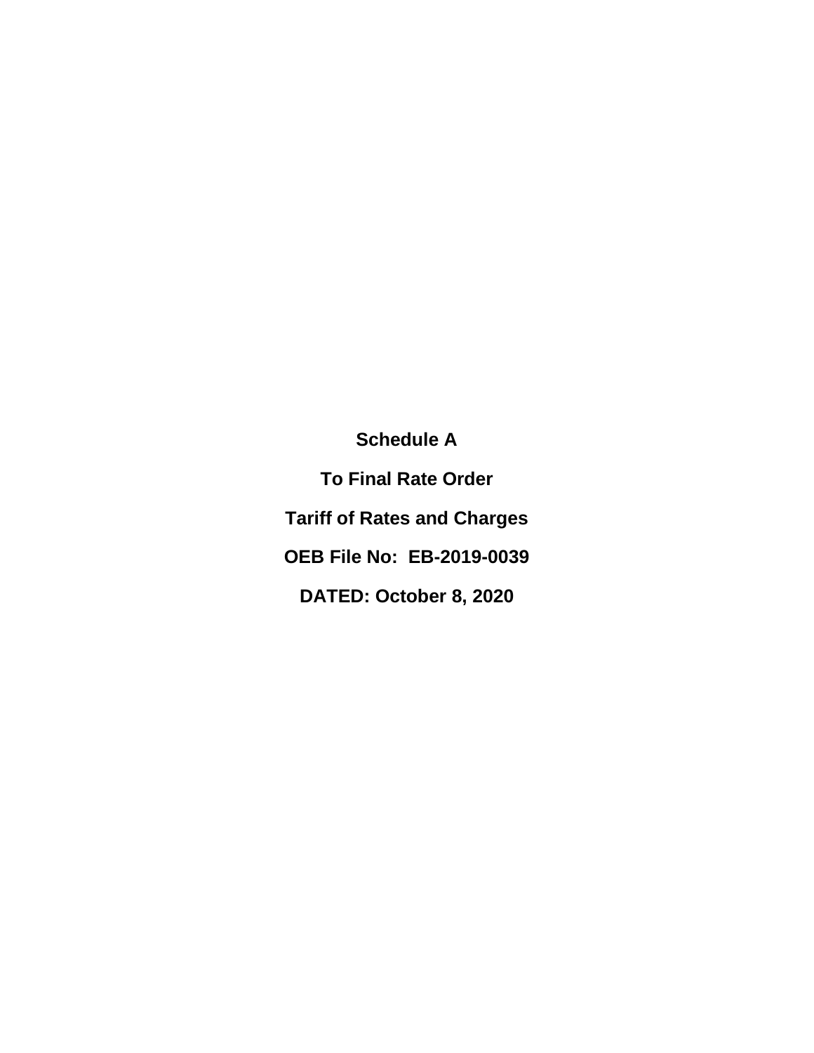**Schedule A**

**To Final Rate Order**

**Tariff of Rates and Charges**

**OEB File No: EB-2019-0039**

**DATED: October 8, 2020**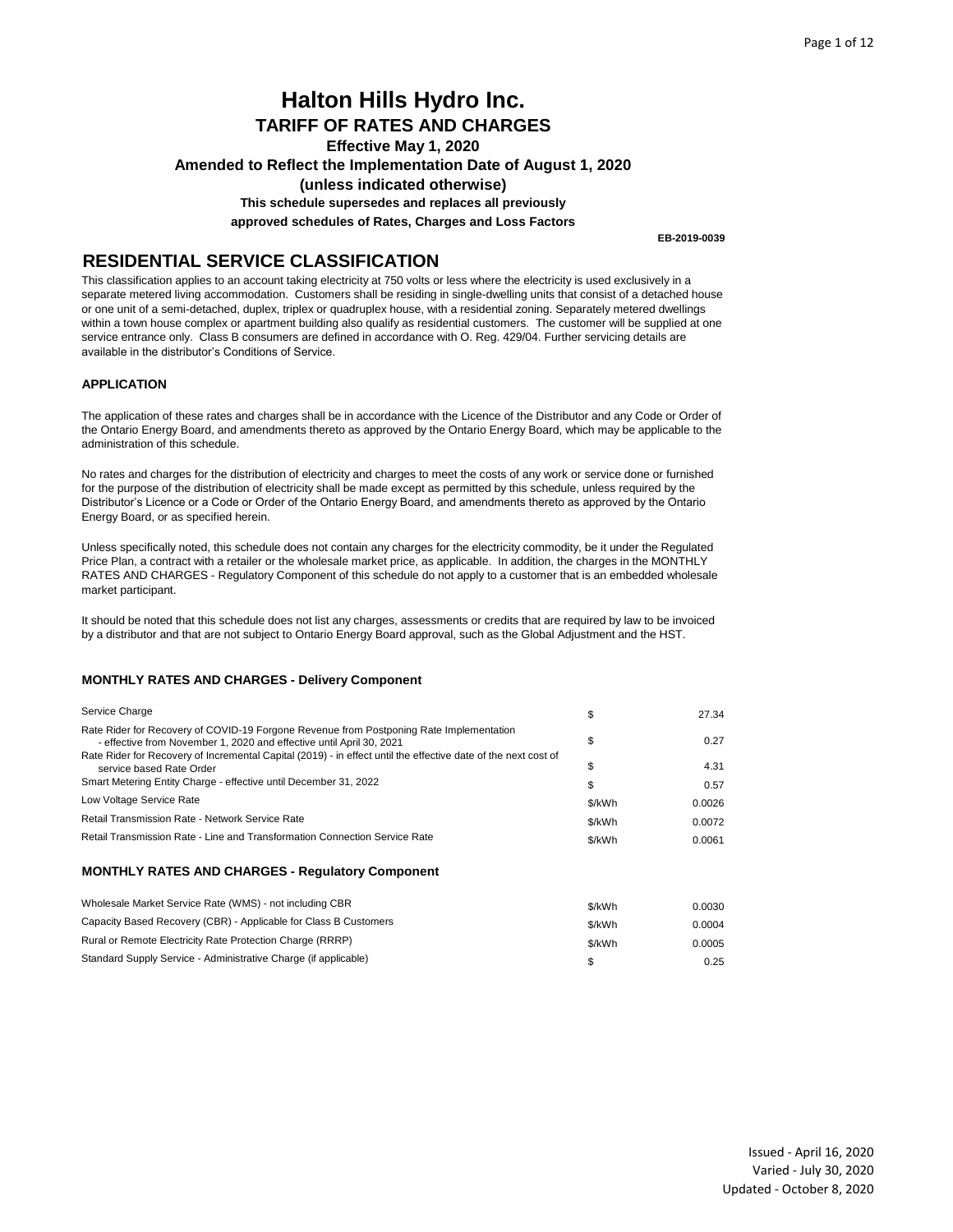# Halton Hills Hydro Inc.

## TARIFF OF RATES AND CHARGES

**Effective May 1, 2020**

**Amended to Reflect the Implementation Date of August 1, 2020**

**(unless indicated otherwise)**

**This schedule supersedes and replaces all previously approved schedules of Rates, Charges and Loss Factors**

**EB-2019-0039**

## RESIDENTIAL SERVICE CLASSIFICATION

This classification applies to an account taking electricity at 750 volts or less where the electricity is used exclusively in a separate metered living accommodation. Customers shall be residing in single-dwelling units that consist of a detached house or one unit of a semi-detached, duplex, triplex or quadruplex house, with a residential zoning. Separately metered dwellings within a town house complex or apartment building also qualify as residential customers. The customer will be supplied at one service entrance only. Class B consumers are defined in accordance with O. Reg. 429/04. Further servicing details are available in the distributor's Conditions of Service.

### APPLICATION

The application of these rates and charges shall be in accordance with the Licence of the Distributor and any Code or Order of the Ontario Energy Board, and amendments thereto as approved by the Ontario Energy Board, which may be applicable to the administration of this schedule.

No rates and charges for the distribution of electricity and charges to meet the costs of any work or service done or furnished for the purpose of the distribution of electricity shall be made except as permitted by this schedule, unless required by the Distributor's Licence or a Code or Order of the Ontario Energy Board, and amendments thereto as approved by the Ontario Energy Board, or as specified herein.

Unless specifically noted, this schedule does not contain any charges for the electricity commodity, be it under the Regulated Price Plan, a contract with a retailer or the wholesale market price, as applicable. In addition, the charges in the MONTHLY RATES AND CHARGES - Regulatory Component of this schedule do not apply to a customer that is an embedded wholesale market participant.

It should be noted that this schedule does not list any charges, assessments or credits that are required by law to be invoiced by a distributor and that are not subject to Ontario Energy Board approval, such as the Global Adjustment and the HST.

### MONTHLY RATES AND CHARGES - Delivery Component

| | | |
|---|---|---|
| Service Charge | $ | 27.34 |
| Rate Rider for Recovery of COVID-19 Forgone Revenue from Postponing Rate Implementation - effective from November 1, 2020 and effective until April 30, 2021 | $ | 0.27 |
| Rate Rider for Recovery of Incremental Capital (2019) - in effect until the effective date of the next cost of service based Rate Order | $ | 4.31 |
| Smart Metering Entity Charge - effective until December 31, 2022 | $ | 0.57 |
| Low Voltage Service Rate | $/kWh | 0.0026 |
| Retail Transmission Rate - Network Service Rate | $/kWh | 0.0072 |
| Retail Transmission Rate - Line and Transformation Connection Service Rate | $/kWh | 0.0061 |

### MONTHLY RATES AND CHARGES - Regulatory Component

| | | |
|---|---|---|
| Wholesale Market Service Rate (WMS) - not including CBR | $/kWh | 0.0030 |
| Capacity Based Recovery (CBR) - Applicable for Class B Customers | $/kWh | 0.0004 |
| Rural or Remote Electricity Rate Protection Charge (RRRP) | $/kWh | 0.0005 |
| Standard Supply Service - Administrative Charge (if applicable) | $ | 0.25 |

Issued - April 16, 2020
Varied - July 30, 2020
Updated - October 8, 2020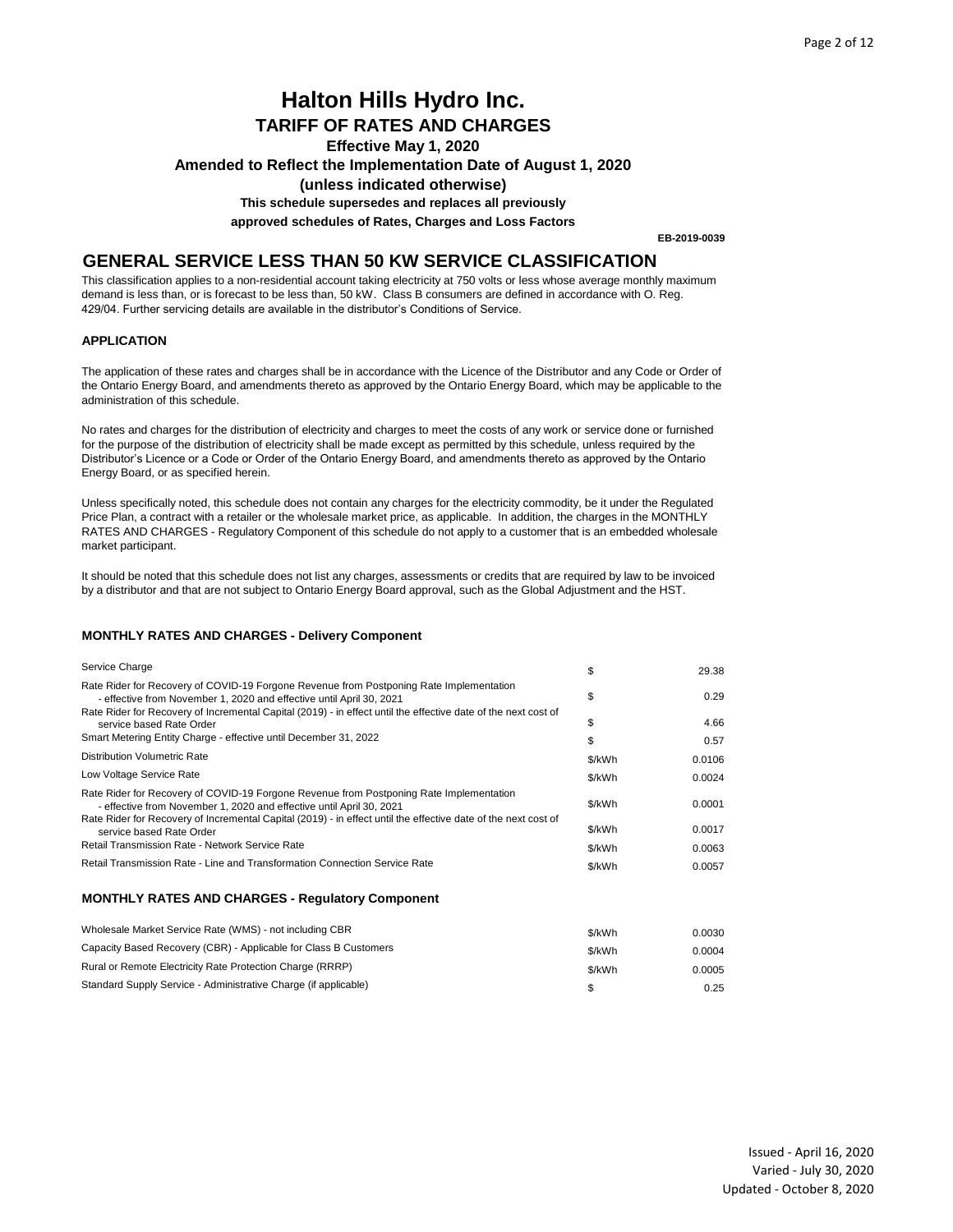# Halton Hills Hydro Inc.

## TARIFF OF RATES AND CHARGES

**Effective May 1, 2020**

**Amended to Reflect the Implementation Date of August 1, 2020**

**(unless indicated otherwise)**

**This schedule supersedes and replaces all previously approved schedules of Rates, Charges and Loss Factors**

**EB-2019-0039**

## GENERAL SERVICE LESS THAN 50 KW SERVICE CLASSIFICATION

This classification applies to a non-residential account taking electricity at 750 volts or less whose average monthly maximum demand is less than, or is forecast to be less than, 50 kW. Class B consumers are defined in accordance with O. Reg. 429/04. Further servicing details are available in the distributor's Conditions of Service.

### APPLICATION

The application of these rates and charges shall be in accordance with the Licence of the Distributor and any Code or Order of the Ontario Energy Board, and amendments thereto as approved by the Ontario Energy Board, which may be applicable to the administration of this schedule.

No rates and charges for the distribution of electricity and charges to meet the costs of any work or service done or furnished for the purpose of the distribution of electricity shall be made except as permitted by this schedule, unless required by the Distributor's Licence or a Code or Order of the Ontario Energy Board, and amendments thereto as approved by the Ontario Energy Board, or as specified herein.

Unless specifically noted, this schedule does not contain any charges for the electricity commodity, be it under the Regulated Price Plan, a contract with a retailer or the wholesale market price, as applicable. In addition, the charges in the MONTHLY RATES AND CHARGES - Regulatory Component of this schedule do not apply to a customer that is an embedded wholesale market participant.

It should be noted that this schedule does not list any charges, assessments or credits that are required by law to be invoiced by a distributor and that are not subject to Ontario Energy Board approval, such as the Global Adjustment and the HST.

### MONTHLY RATES AND CHARGES - Delivery Component

| | | |
|---|---|---|
| Service Charge | $ | 29.38 |
| Rate Rider for Recovery of COVID-19 Forgone Revenue from Postponing Rate Implementation - effective from November 1, 2020 and effective until April 30, 2021 | $ | 0.29 |
| Rate Rider for Recovery of Incremental Capital (2019) - in effect until the effective date of the next cost of service based Rate Order | $ | 4.66 |
| Smart Metering Entity Charge - effective until December 31, 2022 | $ | 0.57 |
| Distribution Volumetric Rate | $/kWh | 0.0106 |
| Low Voltage Service Rate | $/kWh | 0.0024 |
| Rate Rider for Recovery of COVID-19 Forgone Revenue from Postponing Rate Implementation - effective from November 1, 2020 and effective until April 30, 2021 | $/kWh | 0.0001 |
| Rate Rider for Recovery of Incremental Capital (2019) - in effect until the effective date of the next cost of service based Rate Order | $/kWh | 0.0017 |
| Retail Transmission Rate - Network Service Rate | $/kWh | 0.0063 |
| Retail Transmission Rate - Line and Transformation Connection Service Rate | $/kWh | 0.0057 |

### MONTHLY RATES AND CHARGES - Regulatory Component

| | | |
|---|---|---|
| Wholesale Market Service Rate (WMS) - not including CBR | $/kWh | 0.0030 |
| Capacity Based Recovery (CBR) - Applicable for Class B Customers | $/kWh | 0.0004 |
| Rural or Remote Electricity Rate Protection Charge (RRRP) | $/kWh | 0.0005 |
| Standard Supply Service - Administrative Charge (if applicable) | $ | 0.25 |

Issued - April 16, 2020
Varied - July 30, 2020
Updated - October 8, 2020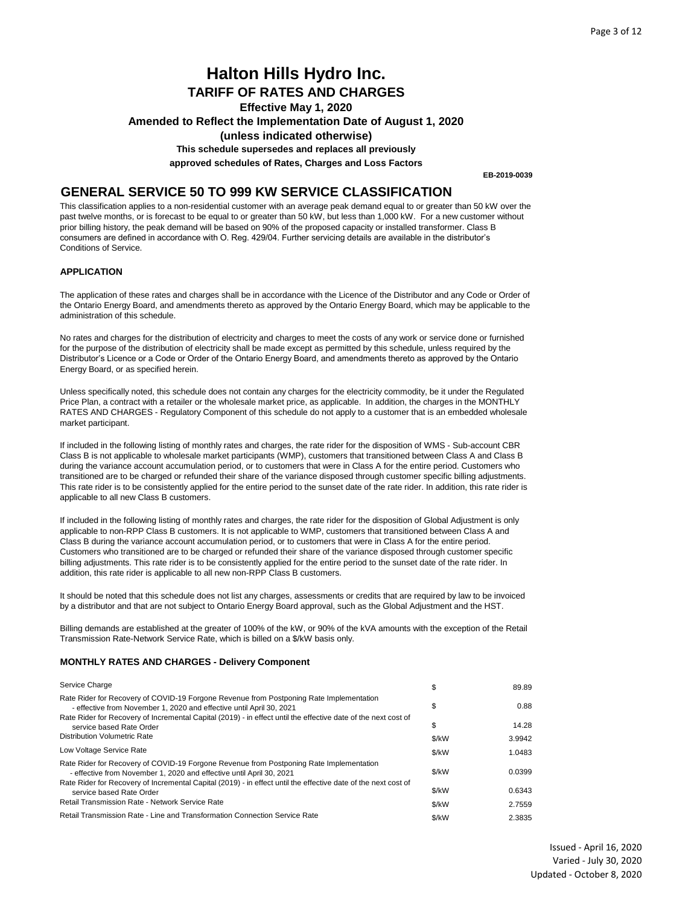# Halton Hills Hydro Inc.

## TARIFF OF RATES AND CHARGES

**Effective May 1, 2020**

**Amended to Reflect the Implementation Date of August 1, 2020**

**(unless indicated otherwise)**

**This schedule supersedes and replaces all previously approved schedules of Rates, Charges and Loss Factors**

**EB-2019-0039**

## GENERAL SERVICE 50 TO 999 KW SERVICE CLASSIFICATION

This classification applies to a non-residential customer with an average peak demand equal to or greater than 50 kW over the past twelve months, or is forecast to be equal to or greater than 50 kW, but less than 1,000 kW. For a new customer without prior billing history, the peak demand will be based on 90% of the proposed capacity or installed transformer. Class B consumers are defined in accordance with O. Reg. 429/04. Further servicing details are available in the distributor's Conditions of Service.

### APPLICATION

The application of these rates and charges shall be in accordance with the Licence of the Distributor and any Code or Order of the Ontario Energy Board, and amendments thereto as approved by the Ontario Energy Board, which may be applicable to the administration of this schedule.

No rates and charges for the distribution of electricity and charges to meet the costs of any work or service done or furnished for the purpose of the distribution of electricity shall be made except as permitted by this schedule, unless required by the Distributor's Licence or a Code or Order of the Ontario Energy Board, and amendments thereto as approved by the Ontario Energy Board, or as specified herein.

Unless specifically noted, this schedule does not contain any charges for the electricity commodity, be it under the Regulated Price Plan, a contract with a retailer or the wholesale market price, as applicable. In addition, the charges in the MONTHLY RATES AND CHARGES - Regulatory Component of this schedule do not apply to a customer that is an embedded wholesale market participant.

If included in the following listing of monthly rates and charges, the rate rider for the disposition of WMS - Sub-account CBR Class B is not applicable to wholesale market participants (WMP), customers that transitioned between Class A and Class B during the variance account accumulation period, or to customers that were in Class A for the entire period. Customers who transitioned are to be charged or refunded their share of the variance disposed through customer specific billing adjustments. This rate rider is to be consistently applied for the entire period to the sunset date of the rate rider. In addition, this rate rider is applicable to all new Class B customers.

If included in the following listing of monthly rates and charges, the rate rider for the disposition of Global Adjustment is only applicable to non-RPP Class B customers. It is not applicable to WMP, customers that transitioned between Class A and Class B during the variance account accumulation period, or to customers that were in Class A for the entire period. Customers who transitioned are to be charged or refunded their share of the variance disposed through customer specific billing adjustments. This rate rider is to be consistently applied for the entire period to the sunset date of the rate rider. In addition, this rate rider is applicable to all new non-RPP Class B customers.

It should be noted that this schedule does not list any charges, assessments or credits that are required by law to be invoiced by a distributor and that are not subject to Ontario Energy Board approval, such as the Global Adjustment and the HST.

Billing demands are established at the greater of 100% of the kW, or 90% of the kVA amounts with the exception of the Retail Transmission Rate-Network Service Rate, which is billed on a $/kW basis only.

### MONTHLY RATES AND CHARGES - Delivery Component

| | | |
|---|---|---|
| Service Charge | $ | 89.89 |
| Rate Rider for Recovery of COVID-19 Forgone Revenue from Postponing Rate Implementation - effective from November 1, 2020 and effective until April 30, 2021 | $ | 0.88 |
| Rate Rider for Recovery of Incremental Capital (2019) - in effect until the effective date of the next cost of service based Rate Order | $ | 14.28 |
| Distribution Volumetric Rate | $/kW | 3.9942 |
| Low Voltage Service Rate | $/kW | 1.0483 |
| Rate Rider for Recovery of COVID-19 Forgone Revenue from Postponing Rate Implementation - effective from November 1, 2020 and effective until April 30, 2021 | $/kW | 0.0399 |
| Rate Rider for Recovery of Incremental Capital (2019) - in effect until the effective date of the next cost of service based Rate Order | $/kW | 0.6343 |
| Retail Transmission Rate - Network Service Rate | $/kW | 2.7559 |
| Retail Transmission Rate - Line and Transformation Connection Service Rate | $/kW | 2.3835 |

Issued - April 16, 2020
Varied - July 30, 2020
Updated - October 8, 2020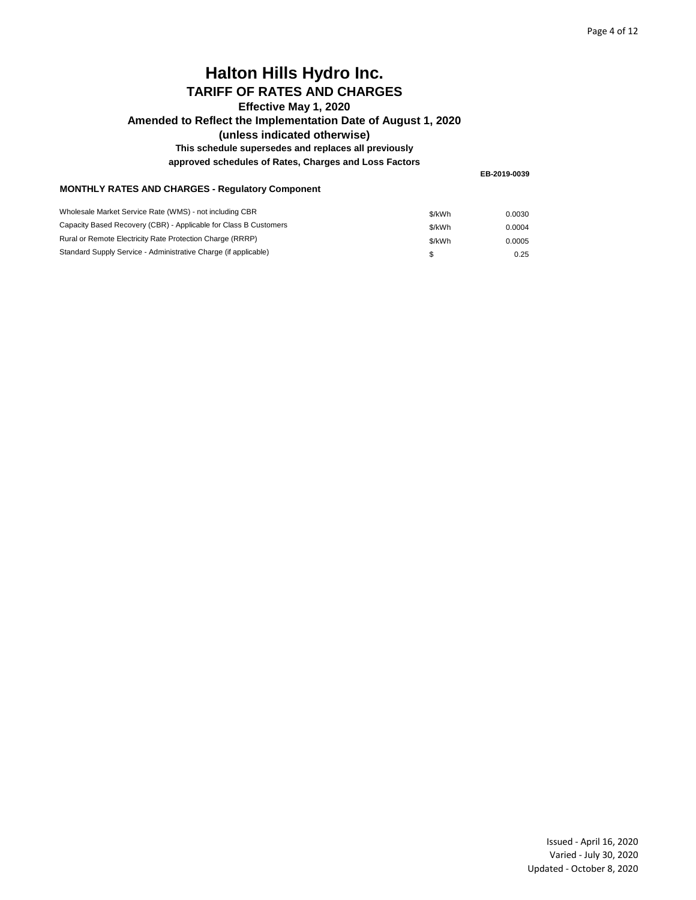# Halton Hills Hydro Inc.

## TARIFF OF RATES AND CHARGES

### Effective May 1, 2020

### Amended to Reflect the Implementation Date of August 1, 2020

### (unless indicated otherwise)

**This schedule supersedes and replaces all previously approved schedules of Rates, Charges and Loss Factors**

**EB-2019-0039**

**MONTHLY RATES AND CHARGES - Regulatory Component**

| | | |
|---|---|---|
| Wholesale Market Service Rate (WMS) - not including CBR | $/kWh | 0.0030 |
| Capacity Based Recovery (CBR) - Applicable for Class B Customers | $/kWh | 0.0004 |
| Rural or Remote Electricity Rate Protection Charge (RRRP) | $/kWh | 0.0005 |
| Standard Supply Service - Administrative Charge (if applicable) | $ | 0.25 |

Issued - April 16, 2020
Varied - July 30, 2020
Updated - October 8, 2020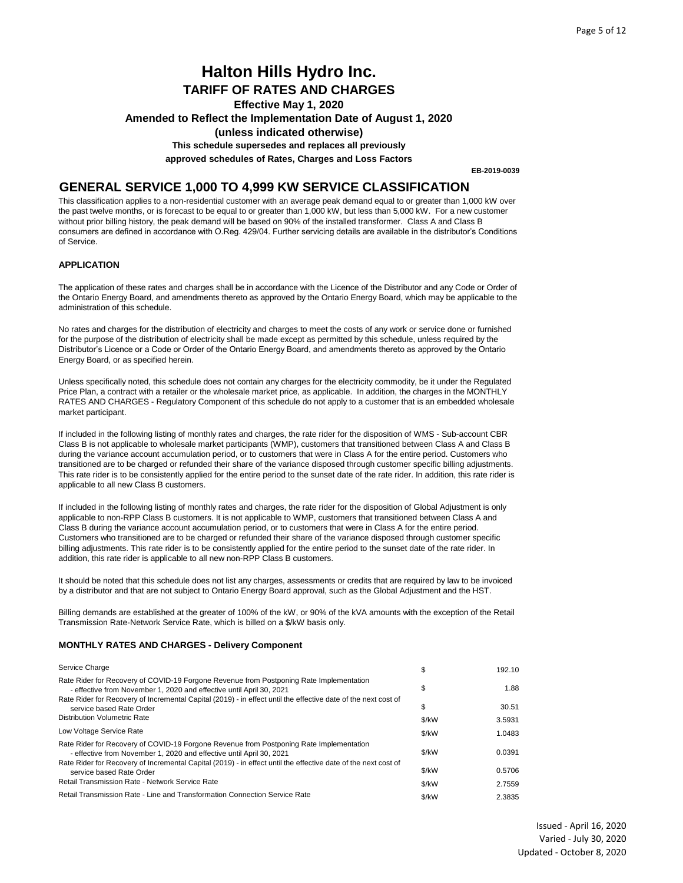# Halton Hills Hydro Inc.

## TARIFF OF RATES AND CHARGES

**Effective May 1, 2020**

**Amended to Reflect the Implementation Date of August 1, 2020**

**(unless indicated otherwise)**

**This schedule supersedes and replaces all previously approved schedules of Rates, Charges and Loss Factors**

**EB-2019-0039**

## GENERAL SERVICE 1,000 TO 4,999 KW SERVICE CLASSIFICATION

This classification applies to a non-residential customer with an average peak demand equal to or greater than 1,000 kW over the past twelve months, or is forecast to be equal to or greater than 1,000 kW, but less than 5,000 kW. For a new customer without prior billing history, the peak demand will be based on 90% of the installed transformer. Class A and Class B consumers are defined in accordance with O.Reg. 429/04. Further servicing details are available in the distributor's Conditions of Service.

### APPLICATION

The application of these rates and charges shall be in accordance with the Licence of the Distributor and any Code or Order of the Ontario Energy Board, and amendments thereto as approved by the Ontario Energy Board, which may be applicable to the administration of this schedule.

No rates and charges for the distribution of electricity and charges to meet the costs of any work or service done or furnished for the purpose of the distribution of electricity shall be made except as permitted by this schedule, unless required by the Distributor's Licence or a Code or Order of the Ontario Energy Board, and amendments thereto as approved by the Ontario Energy Board, or as specified herein.

Unless specifically noted, this schedule does not contain any charges for the electricity commodity, be it under the Regulated Price Plan, a contract with a retailer or the wholesale market price, as applicable. In addition, the charges in the MONTHLY RATES AND CHARGES - Regulatory Component of this schedule do not apply to a customer that is an embedded wholesale market participant.

If included in the following listing of monthly rates and charges, the rate rider for the disposition of WMS - Sub-account CBR Class B is not applicable to wholesale market participants (WMP), customers that transitioned between Class A and Class B during the variance account accumulation period, or to customers that were in Class A for the entire period. Customers who transitioned are to be charged or refunded their share of the variance disposed through customer specific billing adjustments. This rate rider is to be consistently applied for the entire period to the sunset date of the rate rider. In addition, this rate rider is applicable to all new Class B customers.

If included in the following listing of monthly rates and charges, the rate rider for the disposition of Global Adjustment is only applicable to non-RPP Class B customers. It is not applicable to WMP, customers that transitioned between Class A and Class B during the variance account accumulation period, or to customers that were in Class A for the entire period. Customers who transitioned are to be charged or refunded their share of the variance disposed through customer specific billing adjustments. This rate rider is to be consistently applied for the entire period to the sunset date of the rate rider. In addition, this rate rider is applicable to all new non-RPP Class B customers.

It should be noted that this schedule does not list any charges, assessments or credits that are required by law to be invoiced by a distributor and that are not subject to Ontario Energy Board approval, such as the Global Adjustment and the HST.

Billing demands are established at the greater of 100% of the kW, or 90% of the kVA amounts with the exception of the Retail Transmission Rate-Network Service Rate, which is billed on a $/kW basis only.

### MONTHLY RATES AND CHARGES - Delivery Component

| | | |
|---|---|---|
| Service Charge | $ | 192.10 |
| Rate Rider for Recovery of COVID-19 Forgone Revenue from Postponing Rate Implementation - effective from November 1, 2020 and effective until April 30, 2021 | $ | 1.88 |
| Rate Rider for Recovery of Incremental Capital (2019) - in effect until the effective date of the next cost of service based Rate Order | $ | 30.51 |
| Distribution Volumetric Rate | $/kW | 3.5931 |
| Low Voltage Service Rate | $/kW | 1.0483 |
| Rate Rider for Recovery of COVID-19 Forgone Revenue from Postponing Rate Implementation - effective from November 1, 2020 and effective until April 30, 2021 | $/kW | 0.0391 |
| Rate Rider for Recovery of Incremental Capital (2019) - in effect until the effective date of the next cost of service based Rate Order | $/kW | 0.5706 |
| Retail Transmission Rate - Network Service Rate | $/kW | 2.7559 |
| Retail Transmission Rate - Line and Transformation Connection Service Rate | $/kW | 2.3835 |

Issued - April 16, 2020
Varied - July 30, 2020
Updated - October 8, 2020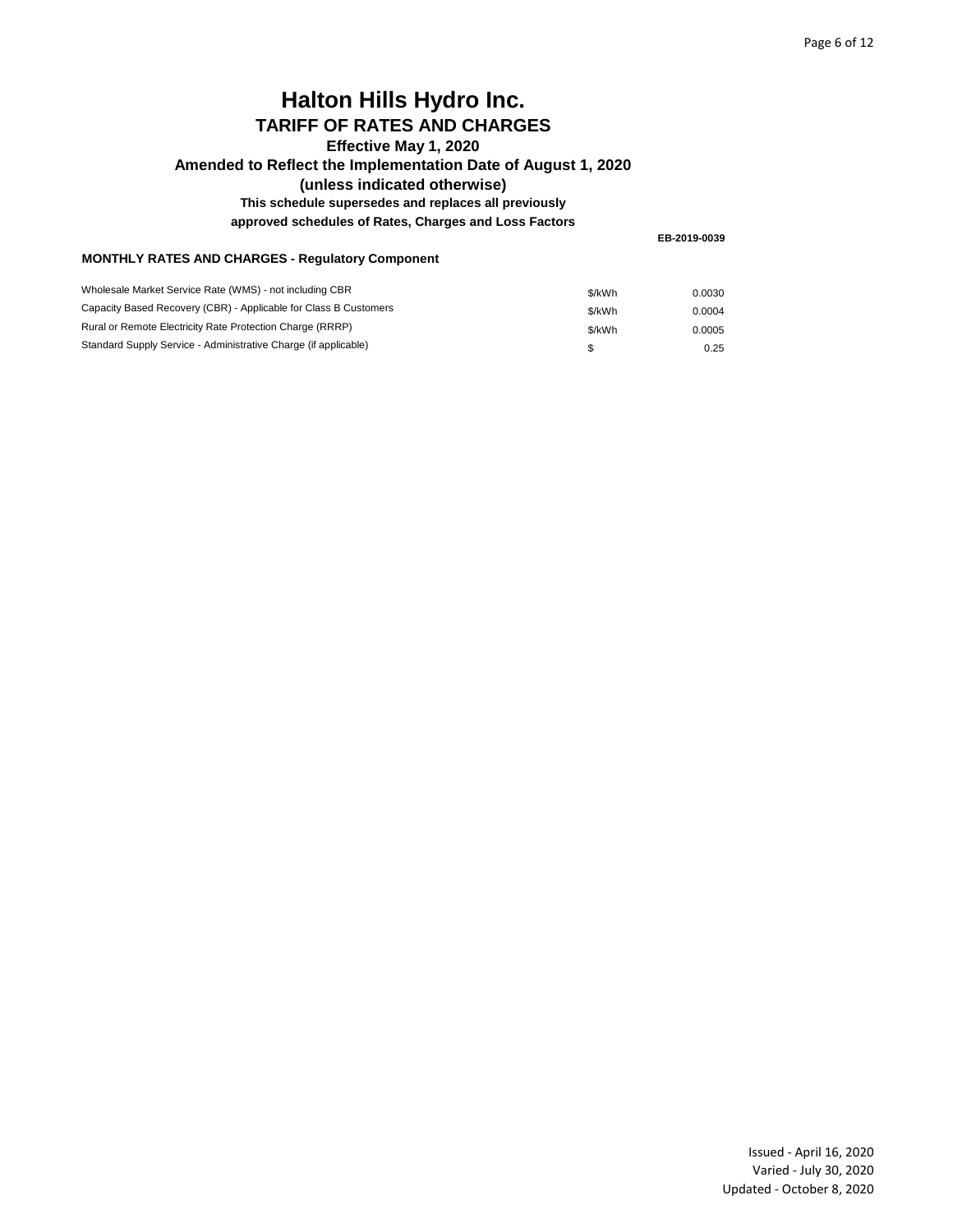# Halton Hills Hydro Inc.

## TARIFF OF RATES AND CHARGES

### Effective May 1, 2020

### Amended to Reflect the Implementation Date of August 1, 2020

### (unless indicated otherwise)

**This schedule supersedes and replaces all previously approved schedules of Rates, Charges and Loss Factors**

**EB-2019-0039**

**MONTHLY RATES AND CHARGES - Regulatory Component**

| | | |
|---|---|---|
| Wholesale Market Service Rate (WMS) - not including CBR | $/kWh | 0.0030 |
| Capacity Based Recovery (CBR) - Applicable for Class B Customers | $/kWh | 0.0004 |
| Rural or Remote Electricity Rate Protection Charge (RRRP) | $/kWh | 0.0005 |
| Standard Supply Service - Administrative Charge (if applicable) | $ | 0.25 |

Issued - April 16, 2020
Varied - July 30, 2020
Updated - October 8, 2020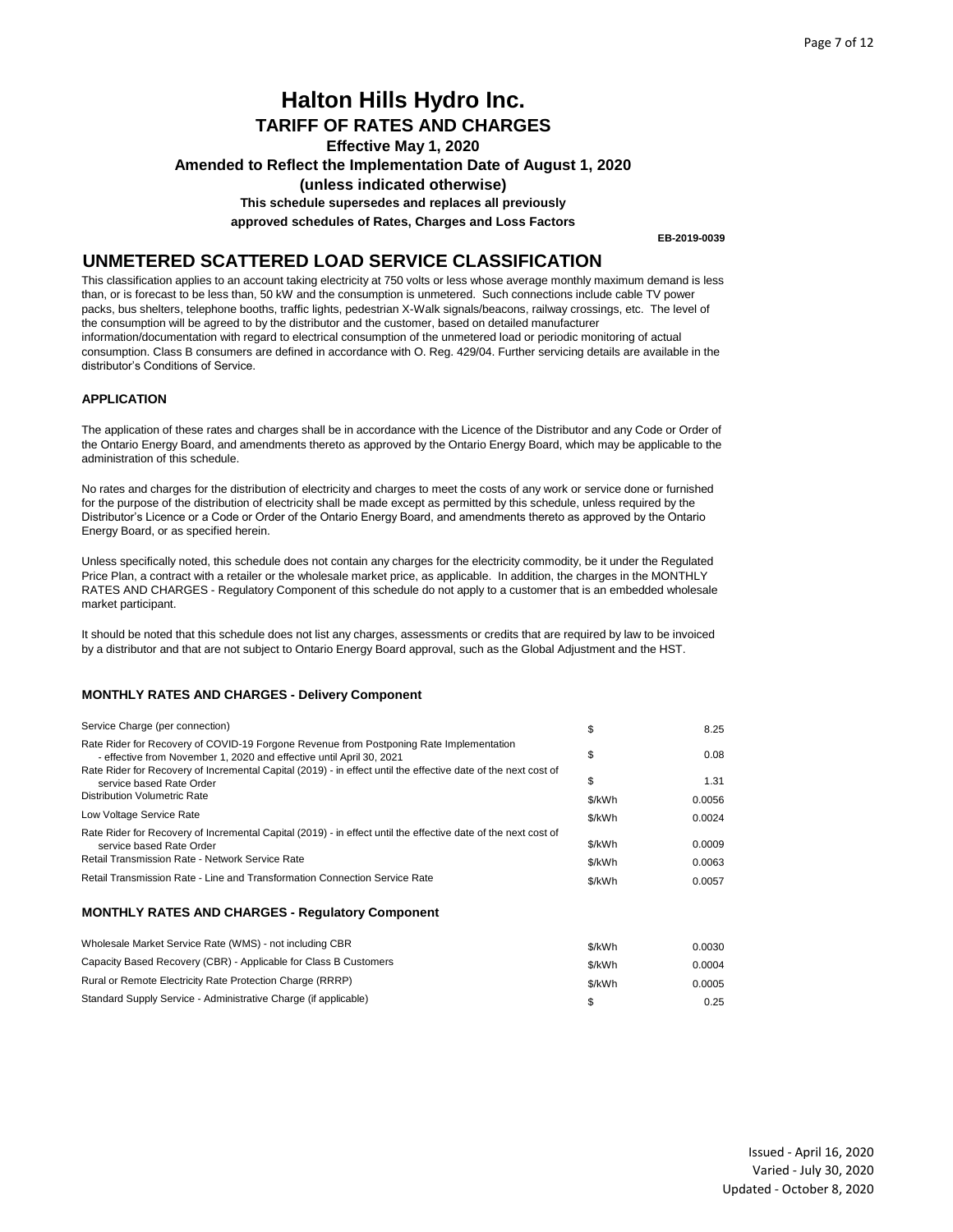# Halton Hills Hydro Inc.

## TARIFF OF RATES AND CHARGES

**Effective May 1, 2020**

**Amended to Reflect the Implementation Date of August 1, 2020**

**(unless indicated otherwise)**

**This schedule supersedes and replaces all previously approved schedules of Rates, Charges and Loss Factors**

**EB-2019-0039**

## UNMETERED SCATTERED LOAD SERVICE CLASSIFICATION

This classification applies to an account taking electricity at 750 volts or less whose average monthly maximum demand is less than, or is forecast to be less than, 50 kW and the consumption is unmetered. Such connections include cable TV power packs, bus shelters, telephone booths, traffic lights, pedestrian X-Walk signals/beacons, railway crossings, etc. The level of the consumption will be agreed to by the distributor and the customer, based on detailed manufacturer information/documentation with regard to electrical consumption of the unmetered load or periodic monitoring of actual consumption. Class B consumers are defined in accordance with O. Reg. 429/04. Further servicing details are available in the distributor's Conditions of Service.

### APPLICATION

The application of these rates and charges shall be in accordance with the Licence of the Distributor and any Code or Order of the Ontario Energy Board, and amendments thereto as approved by the Ontario Energy Board, which may be applicable to the administration of this schedule.

No rates and charges for the distribution of electricity and charges to meet the costs of any work or service done or furnished for the purpose of the distribution of electricity shall be made except as permitted by this schedule, unless required by the Distributor's Licence or a Code or Order of the Ontario Energy Board, and amendments thereto as approved by the Ontario Energy Board, or as specified herein.

Unless specifically noted, this schedule does not contain any charges for the electricity commodity, be it under the Regulated Price Plan, a contract with a retailer or the wholesale market price, as applicable. In addition, the charges in the MONTHLY RATES AND CHARGES - Regulatory Component of this schedule do not apply to a customer that is an embedded wholesale market participant.

It should be noted that this schedule does not list any charges, assessments or credits that are required by law to be invoiced by a distributor and that are not subject to Ontario Energy Board approval, such as the Global Adjustment and the HST.

### MONTHLY RATES AND CHARGES - Delivery Component

| Description | Unit | Rate |
|---|---|---|
| Service Charge (per connection) | $ | 8.25 |
| Rate Rider for Recovery of COVID-19 Forgone Revenue from Postponing Rate Implementation - effective from November 1, 2020 and effective until April 30, 2021 | $ | 0.08 |
| Rate Rider for Recovery of Incremental Capital (2019) - in effect until the effective date of the next cost of service based Rate Order | $ | 1.31 |
| Distribution Volumetric Rate | $/kWh | 0.0056 |
| Low Voltage Service Rate | $/kWh | 0.0024 |
| Rate Rider for Recovery of Incremental Capital (2019) - in effect until the effective date of the next cost of service based Rate Order | $/kWh | 0.0009 |
| Retail Transmission Rate - Network Service Rate | $/kWh | 0.0063 |
| Retail Transmission Rate - Line and Transformation Connection Service Rate | $/kWh | 0.0057 |

### MONTHLY RATES AND CHARGES - Regulatory Component

| Description | Unit | Rate |
|---|---|---|
| Wholesale Market Service Rate (WMS) - not including CBR | $/kWh | 0.0030 |
| Capacity Based Recovery (CBR) - Applicable for Class B Customers | $/kWh | 0.0004 |
| Rural or Remote Electricity Rate Protection Charge (RRRP) | $/kWh | 0.0005 |
| Standard Supply Service - Administrative Charge (if applicable) | $ | 0.25 |

Issued - April 16, 2020
Varied - July 30, 2020
Updated - October 8, 2020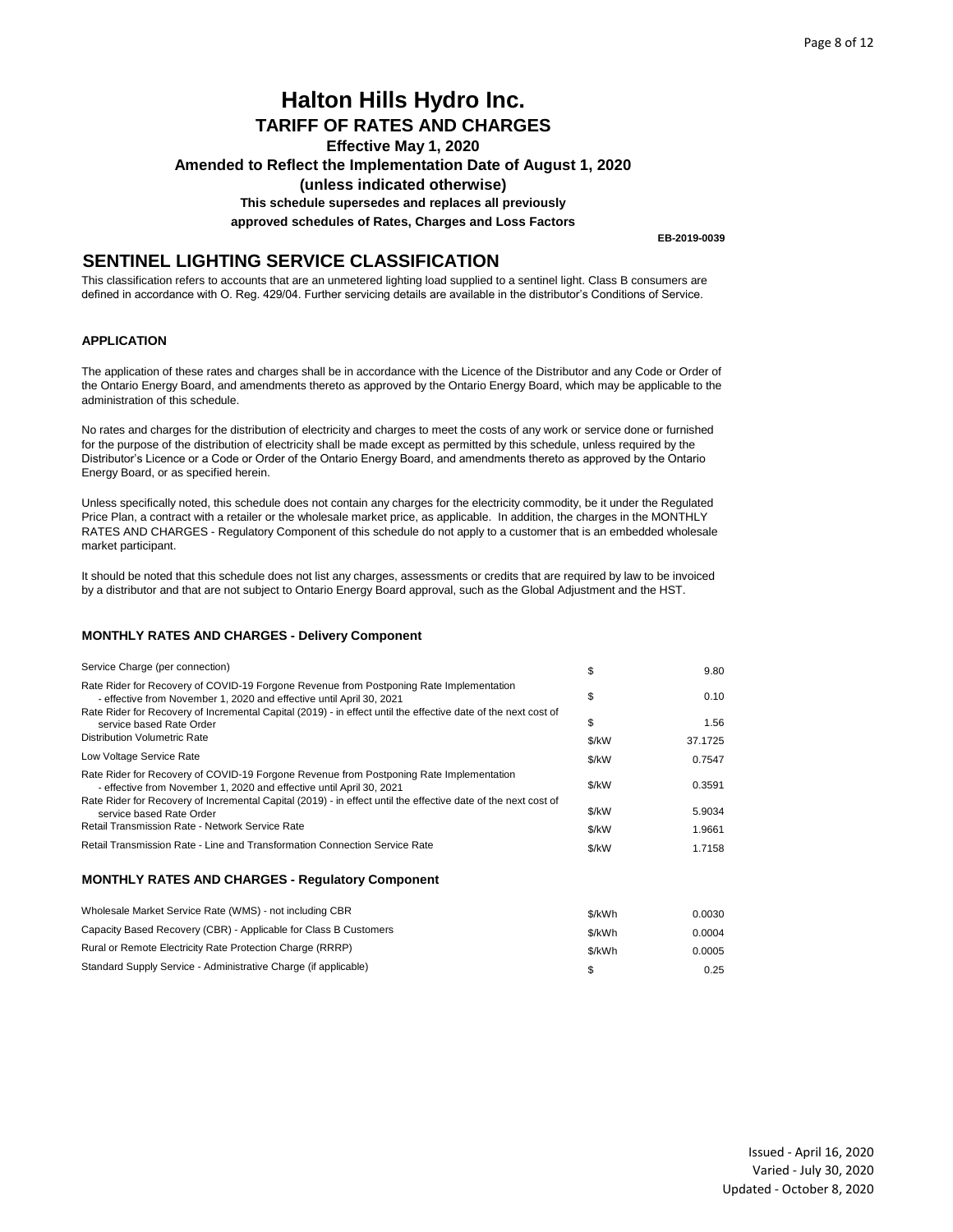# Halton Hills Hydro Inc.

## TARIFF OF RATES AND CHARGES

**Effective May 1, 2020**

**Amended to Reflect the Implementation Date of August 1, 2020**

**(unless indicated otherwise)**

**This schedule supersedes and replaces all previously approved schedules of Rates, Charges and Loss Factors**

**EB-2019-0039**

## SENTINEL LIGHTING SERVICE CLASSIFICATION

This classification refers to accounts that are an unmetered lighting load supplied to a sentinel light. Class B consumers are defined in accordance with O. Reg. 429/04. Further servicing details are available in the distributor's Conditions of Service.

### APPLICATION

The application of these rates and charges shall be in accordance with the Licence of the Distributor and any Code or Order of the Ontario Energy Board, and amendments thereto as approved by the Ontario Energy Board, which may be applicable to the administration of this schedule.

No rates and charges for the distribution of electricity and charges to meet the costs of any work or service done or furnished for the purpose of the distribution of electricity shall be made except as permitted by this schedule, unless required by the Distributor's Licence or a Code or Order of the Ontario Energy Board, and amendments thereto as approved by the Ontario Energy Board, or as specified herein.

Unless specifically noted, this schedule does not contain any charges for the electricity commodity, be it under the Regulated Price Plan, a contract with a retailer or the wholesale market price, as applicable. In addition, the charges in the MONTHLY RATES AND CHARGES - Regulatory Component of this schedule do not apply to a customer that is an embedded wholesale market participant.

It should be noted that this schedule does not list any charges, assessments or credits that are required by law to be invoiced by a distributor and that are not subject to Ontario Energy Board approval, such as the Global Adjustment and the HST.

### MONTHLY RATES AND CHARGES - Delivery Component

| Description | Unit | Rate |
|---|---|---|
| Service Charge (per connection) | $ | 9.80 |
| Rate Rider for Recovery of COVID-19 Forgone Revenue from Postponing Rate Implementation - effective from November 1, 2020 and effective until April 30, 2021 | $ | 0.10 |
| Rate Rider for Recovery of Incremental Capital (2019) - in effect until the effective date of the next cost of service based Rate Order | $ | 1.56 |
| Distribution Volumetric Rate | $/kW | 37.1725 |
| Low Voltage Service Rate | $/kW | 0.7547 |
| Rate Rider for Recovery of COVID-19 Forgone Revenue from Postponing Rate Implementation - effective from November 1, 2020 and effective until April 30, 2021 | $/kW | 0.3591 |
| Rate Rider for Recovery of Incremental Capital (2019) - in effect until the effective date of the next cost of service based Rate Order | $/kW | 5.9034 |
| Retail Transmission Rate - Network Service Rate | $/kW | 1.9661 |
| Retail Transmission Rate - Line and Transformation Connection Service Rate | $/kW | 1.7158 |

### MONTHLY RATES AND CHARGES - Regulatory Component

| Description | Unit | Rate |
|---|---|---|
| Wholesale Market Service Rate (WMS) - not including CBR | $/kWh | 0.0030 |
| Capacity Based Recovery (CBR) - Applicable for Class B Customers | $/kWh | 0.0004 |
| Rural or Remote Electricity Rate Protection Charge (RRRP) | $/kWh | 0.0005 |
| Standard Supply Service - Administrative Charge (if applicable) | $ | 0.25 |

Issued - April 16, 2020
Varied - July 30, 2020
Updated - October 8, 2020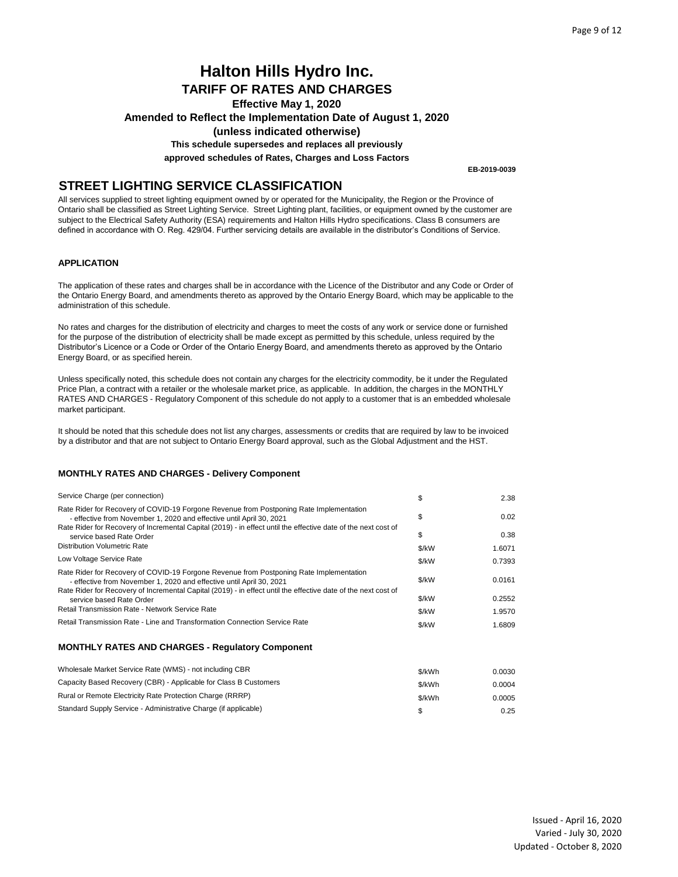# Halton Hills Hydro Inc.

## TARIFF OF RATES AND CHARGES

**Effective May 1, 2020**

**Amended to Reflect the Implementation Date of August 1, 2020**

**(unless indicated otherwise)**

**This schedule supersedes and replaces all previously approved schedules of Rates, Charges and Loss Factors**

**EB-2019-0039**

## STREET LIGHTING SERVICE CLASSIFICATION

All services supplied to street lighting equipment owned by or operated for the Municipality, the Region or the Province of Ontario shall be classified as Street Lighting Service. Street Lighting plant, facilities, or equipment owned by the customer are subject to the Electrical Safety Authority (ESA) requirements and Halton Hills Hydro specifications. Class B consumers are defined in accordance with O. Reg. 429/04. Further servicing details are available in the distributor's Conditions of Service.

### APPLICATION

The application of these rates and charges shall be in accordance with the Licence of the Distributor and any Code or Order of the Ontario Energy Board, and amendments thereto as approved by the Ontario Energy Board, which may be applicable to the administration of this schedule.

No rates and charges for the distribution of electricity and charges to meet the costs of any work or service done or furnished for the purpose of the distribution of electricity shall be made except as permitted by this schedule, unless required by the Distributor's Licence or a Code or Order of the Ontario Energy Board, and amendments thereto as approved by the Ontario Energy Board, or as specified herein.

Unless specifically noted, this schedule does not contain any charges for the electricity commodity, be it under the Regulated Price Plan, a contract with a retailer or the wholesale market price, as applicable. In addition, the charges in the MONTHLY RATES AND CHARGES - Regulatory Component of this schedule do not apply to a customer that is an embedded wholesale market participant.

It should be noted that this schedule does not list any charges, assessments or credits that are required by law to be invoiced by a distributor and that are not subject to Ontario Energy Board approval, such as the Global Adjustment and the HST.

### MONTHLY RATES AND CHARGES - Delivery Component

| Description | Unit | Rate |
|---|---|---|
| Service Charge (per connection) | $ | 2.38 |
| Rate Rider for Recovery of COVID-19 Forgone Revenue from Postponing Rate Implementation - effective from November 1, 2020 and effective until April 30, 2021 | $ | 0.02 |
| Rate Rider for Recovery of Incremental Capital (2019) - in effect until the effective date of the next cost of service based Rate Order | $ | 0.38 |
| Distribution Volumetric Rate | $/kW | 1.6071 |
| Low Voltage Service Rate | $/kW | 0.7393 |
| Rate Rider for Recovery of COVID-19 Forgone Revenue from Postponing Rate Implementation - effective from November 1, 2020 and effective until April 30, 2021 | $/kW | 0.0161 |
| Rate Rider for Recovery of Incremental Capital (2019) - in effect until the effective date of the next cost of service based Rate Order | $/kW | 0.2552 |
| Retail Transmission Rate - Network Service Rate | $/kW | 1.9570 |
| Retail Transmission Rate - Line and Transformation Connection Service Rate | $/kW | 1.6809 |

### MONTHLY RATES AND CHARGES - Regulatory Component

| Description | Unit | Rate |
|---|---|---|
| Wholesale Market Service Rate (WMS) - not including CBR | $/kWh | 0.0030 |
| Capacity Based Recovery (CBR) - Applicable for Class B Customers | $/kWh | 0.0004 |
| Rural or Remote Electricity Rate Protection Charge (RRRP) | $/kWh | 0.0005 |
| Standard Supply Service - Administrative Charge (if applicable) | $ | 0.25 |

Issued - April 16, 2020
Varied - July 30, 2020
Updated - October 8, 2020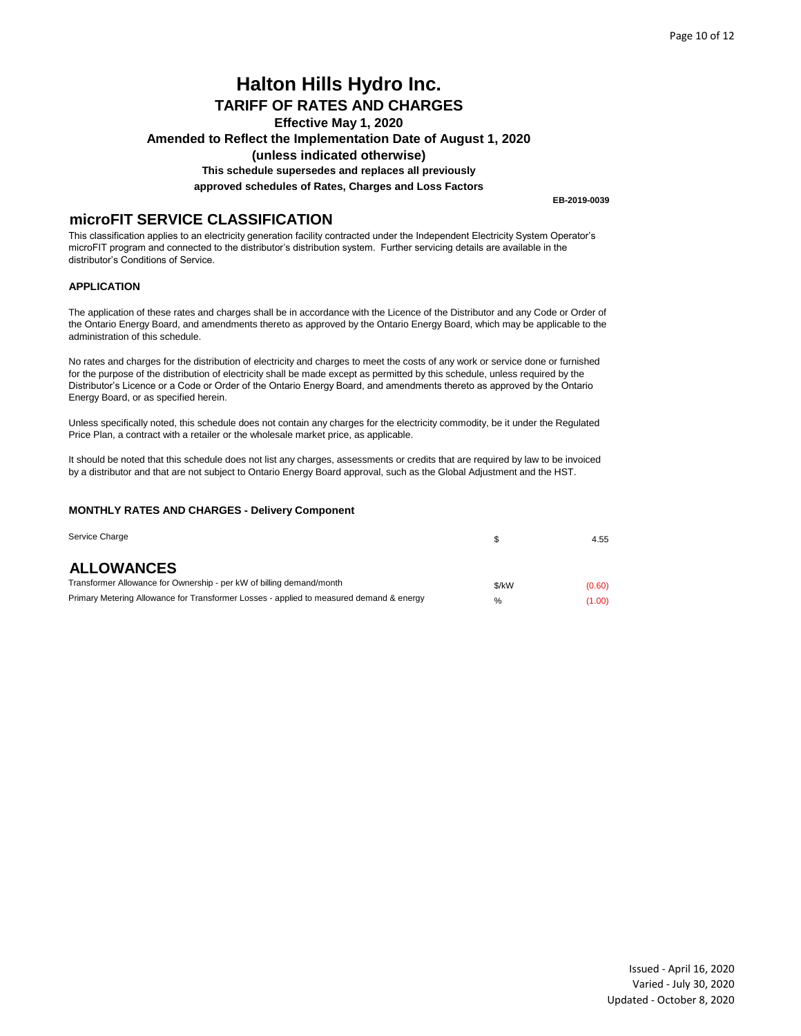# Halton Hills Hydro Inc.

## TARIFF OF RATES AND CHARGES

**Effective May 1, 2020**

**Amended to Reflect the Implementation Date of August 1, 2020**

**(unless indicated otherwise)**

**This schedule supersedes and replaces all previously approved schedules of Rates, Charges and Loss Factors**

**EB-2019-0039**

## microFIT SERVICE CLASSIFICATION

This classification applies to an electricity generation facility contracted under the Independent Electricity System Operator's microFIT program and connected to the distributor's distribution system. Further servicing details are available in the distributor's Conditions of Service.

### APPLICATION

The application of these rates and charges shall be in accordance with the Licence of the Distributor and any Code or Order of the Ontario Energy Board, and amendments thereto as approved by the Ontario Energy Board, which may be applicable to the administration of this schedule.

No rates and charges for the distribution of electricity and charges to meet the costs of any work or service done or furnished for the purpose of the distribution of electricity shall be made except as permitted by this schedule, unless required by the Distributor's Licence or a Code or Order of the Ontario Energy Board, and amendments thereto as approved by the Ontario Energy Board, or as specified herein.

Unless specifically noted, this schedule does not contain any charges for the electricity commodity, be it under the Regulated Price Plan, a contract with a retailer or the wholesale market price, as applicable.

It should be noted that this schedule does not list any charges, assessments or credits that are required by law to be invoiced by a distributor and that are not subject to Ontario Energy Board approval, such as the Global Adjustment and the HST.

### MONTHLY RATES AND CHARGES - Delivery Component

| | | |
|---|---|---|
| Service Charge | $ | 4.55 |

## ALLOWANCES

| | | |
|---|---|---|
| Transformer Allowance for Ownership - per kW of billing demand/month | $/kW | (0.60) |
| Primary Metering Allowance for Transformer Losses - applied to measured demand & energy | % | (1.00) |

Issued - April 16, 2020
Varied - July 30, 2020
Updated - October 8, 2020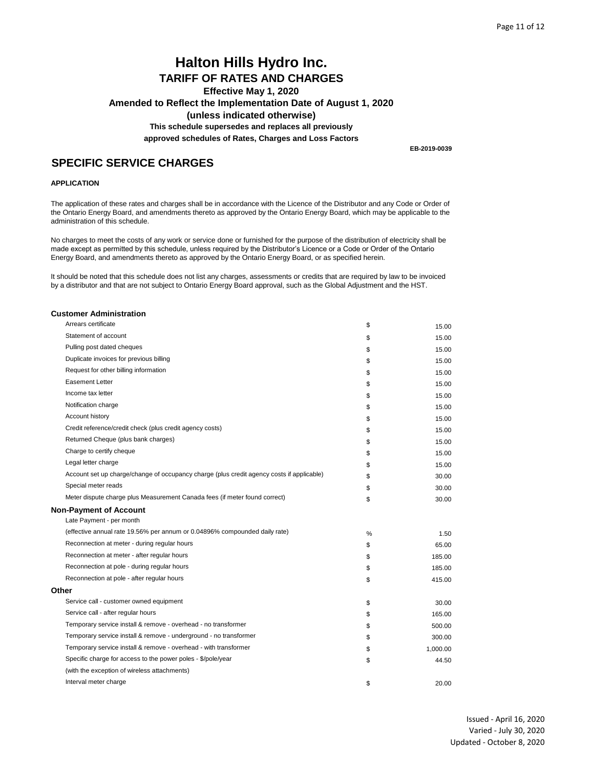# Halton Hills Hydro Inc.

## TARIFF OF RATES AND CHARGES

**Effective May 1, 2020**

**Amended to Reflect the Implementation Date of August 1, 2020**

**(unless indicated otherwise)**

**This schedule supersedes and replaces all previously approved schedules of Rates, Charges and Loss Factors**

**EB-2019-0039**

## SPECIFIC SERVICE CHARGES

**APPLICATION**

The application of these rates and charges shall be in accordance with the Licence of the Distributor and any Code or Order of the Ontario Energy Board, and amendments thereto as approved by the Ontario Energy Board, which may be applicable to the administration of this schedule.

No charges to meet the costs of any work or service done or furnished for the purpose of the distribution of electricity shall be made except as permitted by this schedule, unless required by the Distributor's Licence or a Code or Order of the Ontario Energy Board, and amendments thereto as approved by the Ontario Energy Board, or as specified herein.

It should be noted that this schedule does not list any charges, assessments or credits that are required by law to be invoiced by a distributor and that are not subject to Ontario Energy Board approval, such as the Global Adjustment and the HST.

| Charge | Unit | Amount |
|---|---|---|
| **Customer Administration** | | |
| Arrears certificate | $ | 15.00 |
| Statement of account | $ | 15.00 |
| Pulling post dated cheques | $ | 15.00 |
| Duplicate invoices for previous billing | $ | 15.00 |
| Request for other billing information | $ | 15.00 |
| Easement Letter | $ | 15.00 |
| Income tax letter | $ | 15.00 |
| Notification charge | $ | 15.00 |
| Account history | $ | 15.00 |
| Credit reference/credit check (plus credit agency costs) | $ | 15.00 |
| Returned Cheque (plus bank charges) | $ | 15.00 |
| Charge to certify cheque | $ | 15.00 |
| Legal letter charge | $ | 15.00 |
| Account set up charge/change of occupancy charge (plus credit agency costs if applicable) | $ | 30.00 |
| Special meter reads | $ | 30.00 |
| Meter dispute charge plus Measurement Canada fees (if meter found correct) | $ | 30.00 |
| **Non-Payment of Account** | | |
| Late Payment - per month | | |
| (effective annual rate 19.56% per annum or 0.04896% compounded daily rate) | % | 1.50 |
| Reconnection at meter - during regular hours | $ | 65.00 |
| Reconnection at meter - after regular hours | $ | 185.00 |
| Reconnection at pole - during regular hours | $ | 185.00 |
| Reconnection at pole - after regular hours | $ | 415.00 |
| **Other** | | |
| Service call - customer owned equipment | $ | 30.00 |
| Service call - after regular hours | $ | 165.00 |
| Temporary service install & remove - overhead - no transformer | $ | 500.00 |
| Temporary service install & remove - underground - no transformer | $ | 300.00 |
| Temporary service install & remove - overhead - with transformer | $ | 1,000.00 |
| Specific charge for access to the power poles - $/pole/year | $ | 44.50 |
| (with the exception of wireless attachments) | | |
| Interval meter charge | $ | 20.00 |

Issued - April 16, 2020
Varied - July 30, 2020
Updated - October 8, 2020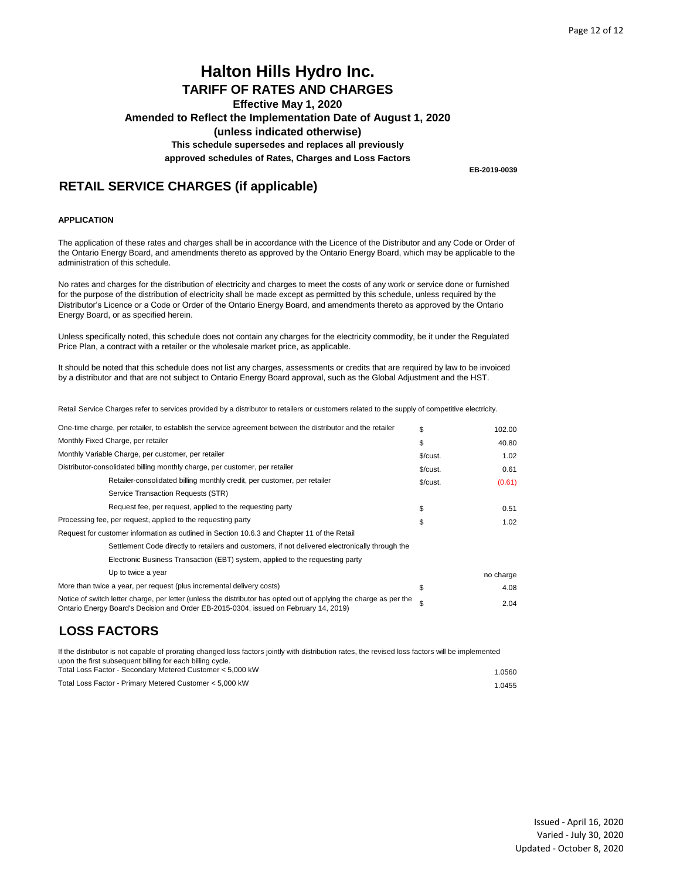# Halton Hills Hydro Inc.

## TARIFF OF RATES AND CHARGES

**Effective May 1, 2020**

**Amended to Reflect the Implementation Date of August 1, 2020**

**(unless indicated otherwise)**

**This schedule supersedes and replaces all previously approved schedules of Rates, Charges and Loss Factors**

**EB-2019-0039**

## RETAIL SERVICE CHARGES (if applicable)

**APPLICATION**

The application of these rates and charges shall be in accordance with the Licence of the Distributor and any Code or Order of the Ontario Energy Board, and amendments thereto as approved by the Ontario Energy Board, which may be applicable to the administration of this schedule.

No rates and charges for the distribution of electricity and charges to meet the costs of any work or service done or furnished for the purpose of the distribution of electricity shall be made except as permitted by this schedule, unless required by the Distributor's Licence or a Code or Order of the Ontario Energy Board, and amendments thereto as approved by the Ontario Energy Board, or as specified herein.

Unless specifically noted, this schedule does not contain any charges for the electricity commodity, be it under the Regulated Price Plan, a contract with a retailer or the wholesale market price, as applicable.

It should be noted that this schedule does not list any charges, assessments or credits that are required by law to be invoiced by a distributor and that are not subject to Ontario Energy Board approval, such as the Global Adjustment and the HST.

Retail Service Charges refer to services provided by a distributor to retailers or customers related to the supply of competitive electricity.

| | | |
|---|---|---|
| One-time charge, per retailer, to establish the service agreement between the distributor and the retailer | $ | 102.00 |
| Monthly Fixed Charge, per retailer | $ | 40.80 |
| Monthly Variable Charge, per customer, per retailer | $/cust. | 1.02 |
| Distributor-consolidated billing monthly charge, per customer, per retailer | $/cust. | 0.61 |
| Retailer-consolidated billing monthly credit, per customer, per retailer | $/cust. | (0.61) |
| Service Transaction Requests (STR) | | |
| Request fee, per request, applied to the requesting party | $ | 0.51 |
| Processing fee, per request, applied to the requesting party | $ | 1.02 |
| Request for customer information as outlined in Section 10.6.3 and Chapter 11 of the Retail Settlement Code directly to retailers and customers, if not delivered electronically through the Electronic Business Transaction (EBT) system, applied to the requesting party | | |
| Up to twice a year | | no charge |
| More than twice a year, per request (plus incremental delivery costs) | $ | 4.08 |
| Notice of switch letter charge, per letter (unless the distributor has opted out of applying the charge as per the Ontario Energy Board's Decision and Order EB-2015-0304, issued on February 14, 2019) | $ | 2.04 |

## LOSS FACTORS

If the distributor is not capable of prorating changed loss factors jointly with distribution rates, the revised loss factors will be implemented upon the first subsequent billing for each billing cycle.

| | |
|---|---|
| Total Loss Factor - Secondary Metered Customer < 5,000 kW | 1.0560 |
| Total Loss Factor - Primary Metered Customer < 5,000 kW | 1.0455 |

Issued - April 16, 2020
Varied - July 30, 2020
Updated - October 8, 2020